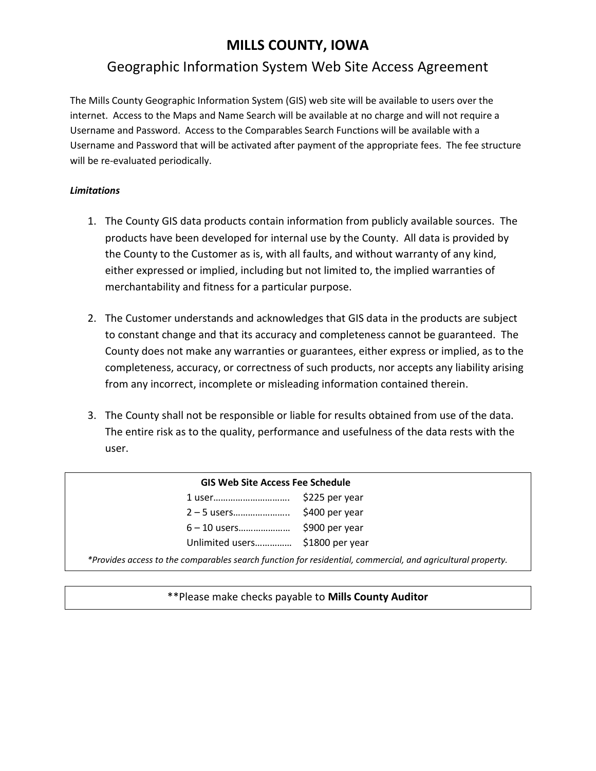# MILLS COUNTY, IOWA

## Geographic Information System Web Site Access Agreement

The Mills County Geographic Information System (GIS) web site will be available to users over the internet. Access to the Maps and Name Search will be available at no charge and will not require a Username and Password. Access to the Comparables Search Functions will be available with a Username and Password that will be activated after payment of the appropriate fees. The fee structure will be re-evaluated periodically.

***Limitations***

1. The County GIS data products contain information from publicly available sources. The products have been developed for internal use by the County. All data is provided by the County to the Customer as is, with all faults, and without warranty of any kind, either expressed or implied, including but not limited to, the implied warranties of merchantability and fitness for a particular purpose.

2. The Customer understands and acknowledges that GIS data in the products are subject to constant change and that its accuracy and completeness cannot be guaranteed. The County does not make any warranties or guarantees, either express or implied, as to the completeness, accuracy, or correctness of such products, nor accepts any liability arising from any incorrect, incomplete or misleading information contained therein.

3. The County shall not be responsible or liable for results obtained from use of the data. The entire risk as to the quality, performance and usefulness of the data rests with the user.

**GIS Web Site Access Fee Schedule**

| Users | Fee |
|---|---|
| 1 user | $225 per year |
| 2 – 5 users | $400 per year |
| 6 – 10 users | $900 per year |
| Unlimited users | $1800 per year |

*\*Provides access to the comparables search function for residential, commercial, and agricultural property.*

**Please make checks payable to **Mills County Auditor**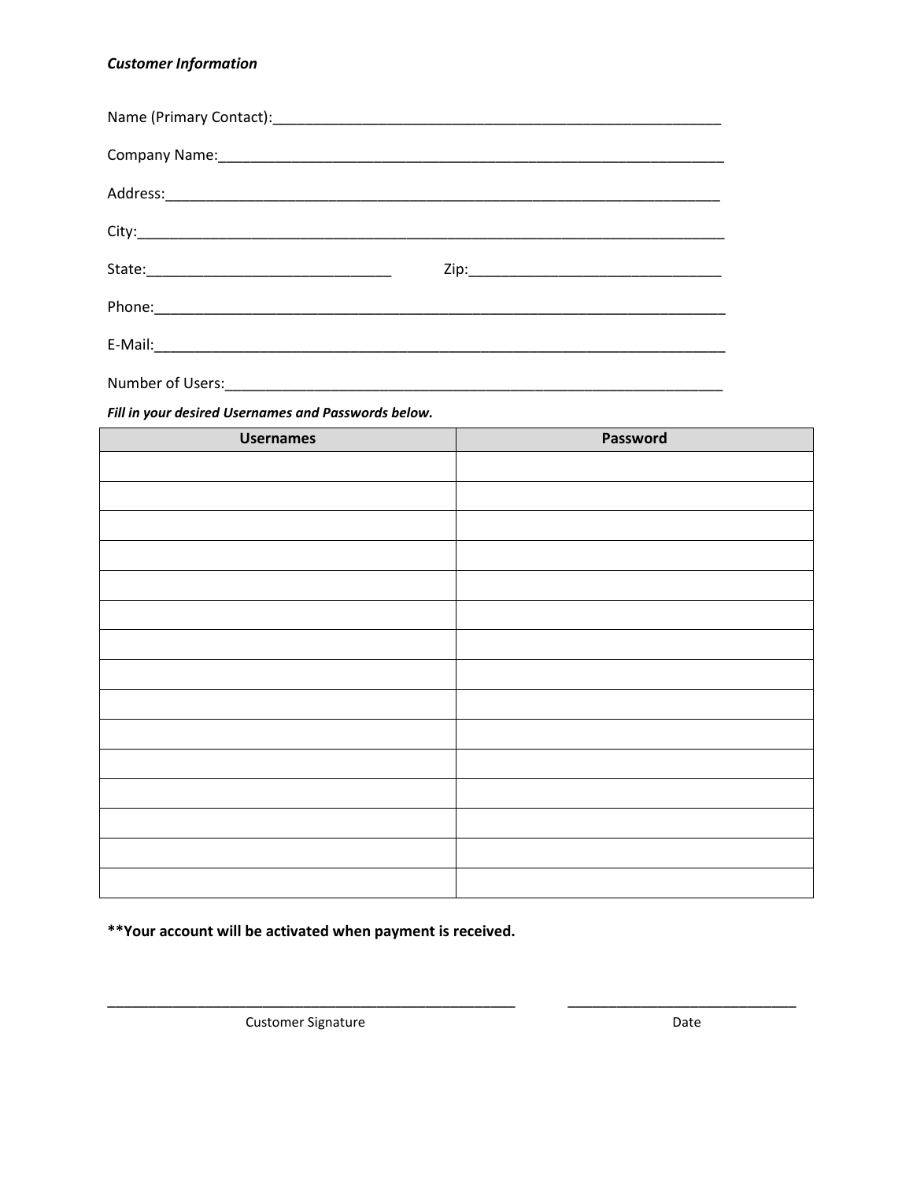***Customer Information***

Name (Primary Contact):___________________________________________________________

Company Name:____________________________________________________________________

Address:_________________________________________________________________________

City:____________________________________________________________________________

State:______________________________ Zip:______________________________

Phone:___________________________________________________________________________

E-Mail:__________________________________________________________________________

Number of Users:_________________________________________________________________

***Fill in your desired Usernames and Passwords below.***

| Usernames | Password |
|---|---|
| | |
| | |
| | |
| | |
| | |
| | |
| | |
| | |
| | |
| | |
| | |
| | |
| | |
| | |
| | |

****Your account will be activated when payment is received.**

_____________________________________________ Customer Signature

_____________________________ Date